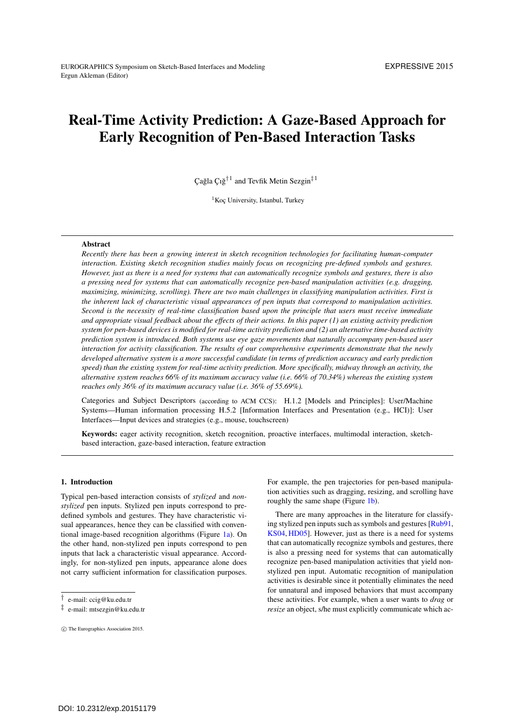# Real-Time Activity Prediction: A Gaze-Based Approach for Early Recognition of Pen-Based Interaction Tasks

Çağla Çığ[†1] and Tevfik Metin Sezgin[‡1]

[1]Koç University, Istanbul, Turkey

## Abstract

*Recently there has been a growing interest in sketch recognition technologies for facilitating human-computer interaction. Existing sketch recognition studies mainly focus on recognizing pre-defined symbols and gestures. However, just as there is a need for systems that can automatically recognize symbols and gestures, there is also a pressing need for systems that can automatically recognize pen-based manipulation activities (e.g. dragging, maximizing, minimizing, scrolling). There are two main challenges in classifying manipulation activities. First is the inherent lack of characteristic visual appearances of pen inputs that correspond to manipulation activities. Second is the necessity of real-time classification based upon the principle that users must receive immediate and appropriate visual feedback about the effects of their actions. In this paper (1) an existing activity prediction system for pen-based devices is modified for real-time activity prediction and (2) an alternative time-based activity prediction system is introduced. Both systems use eye gaze movements that naturally accompany pen-based user interaction for activity classification. The results of our comprehensive experiments demonstrate that the newly developed alternative system is a more successful candidate (in terms of prediction accuracy and early prediction speed) than the existing system for real-time activity prediction. More specifically, midway through an activity, the alternative system reaches 66% of its maximum accuracy value (i.e. 66% of 70.34%) whereas the existing system reaches only 36% of its maximum accuracy value (i.e. 36% of 55.69%).*

Categories and Subject Descriptors (according to ACM CCS): H.1.2 [Models and Principles]: User/Machine Systems—Human information processing H.5.2 [Information Interfaces and Presentation (e.g., HCI)]: User Interfaces—Input devices and strategies (e.g., mouse, touchscreen)

**Keywords:** eager activity recognition, sketch recognition, proactive interfaces, multimodal interaction, sketch-based interaction, gaze-based interaction, feature extraction

## 1. Introduction

Typical pen-based interaction consists of *stylized* and *non-stylized* pen inputs. Stylized pen inputs correspond to pre-defined symbols and gestures. They have characteristic visual appearances, hence they can be classified with conventional image-based recognition algorithms (Figure 1a). On the other hand, non-stylized pen inputs correspond to pen inputs that lack a characteristic visual appearance. Accordingly, for non-stylized pen inputs, appearance alone does not carry sufficient information for classification purposes. For example, the pen trajectories for pen-based manipulation activities such as dragging, resizing, and scrolling have roughly the same shape (Figure 1b).

There are many approaches in the literature for classifying stylized pen inputs such as symbols and gestures [Rub91, KS04, HD05]. However, just as there is a need for systems that can automatically recognize symbols and gestures, there is also a pressing need for systems that can automatically recognize pen-based manipulation activities that yield non-stylized pen input. Automatic recognition of manipulation activities is desirable since it potentially eliminates the need for unnatural and imposed behaviors that must accompany these activities. For example, when a user wants to *drag* or *resize* an object, s/he must explicitly communicate which ac-

† e-mail: ccig@ku.edu.tr

‡ e-mail: mtsezgin@ku.edu.tr

© The Eurographics Association 2015.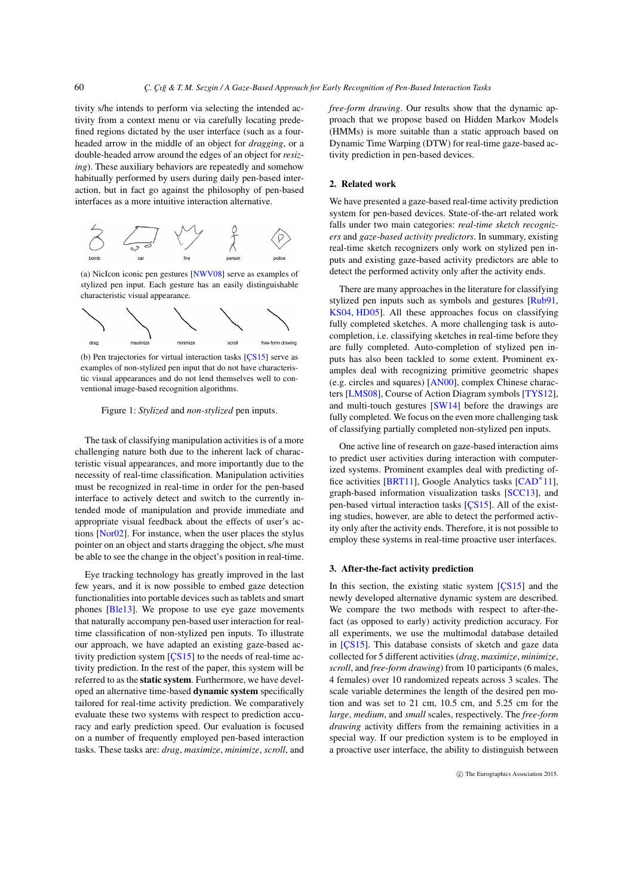tivity s/he intends to perform via selecting the intended activity from a context menu or via carefully locating predefined regions dictated by the user interface (such as a four-headed arrow in the middle of an object for *dragging*, or a double-headed arrow around the edges of an object for *resizing*). These auxiliary behaviors are repeatedly and somehow habitually performed by users during daily pen-based interaction, but in fact go against the philosophy of pen-based interfaces as a more intuitive interaction alternative.

(a) NicIcon iconic pen gestures [NWV08] serve as examples of stylized pen input. Each gesture has an easily distinguishable characteristic visual appearance.

(b) Pen trajectories for virtual interaction tasks [ÇS15] serve as examples of non-stylized pen input that do not have characteristic visual appearances and do not lend themselves well to conventional image-based recognition algorithms.

Figure 1: *Stylized* and *non-stylized* pen inputs.

The task of classifying manipulation activities is of a more challenging nature both due to the inherent lack of characteristic visual appearances, and more importantly due to the necessity of real-time classification. Manipulation activities must be recognized in real-time in order for the pen-based interface to actively detect and switch to the currently intended mode of manipulation and provide immediate and appropriate visual feedback about the effects of user's actions [Nor02]. For instance, when the user places the stylus pointer on an object and starts dragging the object, s/he must be able to see the change in the object's position in real-time.

Eye tracking technology has greatly improved in the last few years, and it is now possible to embed gaze detection functionalities into portable devices such as tablets and smart phones [Ble13]. We propose to use eye gaze movements that naturally accompany pen-based user interaction for real-time classification of non-stylized pen inputs. To illustrate our approach, we have adapted an existing gaze-based activity prediction system [ÇS15] to the needs of real-time activity prediction. In the rest of the paper, this system will be referred to as the **static system**. Furthermore, we have developed an alternative time-based **dynamic system** specifically tailored for real-time activity prediction. We comparatively evaluate these two systems with respect to prediction accuracy and early prediction speed. Our evaluation is focused on a number of frequently employed pen-based interaction tasks. These tasks are: *drag*, *maximize*, *minimize*, *scroll*, and *free-form drawing*. Our results show that the dynamic approach that we propose based on Hidden Markov Models (HMMs) is more suitable than a static approach based on Dynamic Time Warping (DTW) for real-time gaze-based activity prediction in pen-based devices.

## 2. Related work

We have presented a gaze-based real-time activity prediction system for pen-based devices. State-of-the-art related work falls under two main categories: *real-time sketch recognizers* and *gaze-based activity predictors*. In summary, existing real-time sketch recognizers only work on stylized pen inputs and existing gaze-based activity predictors are able to detect the performed activity only after the activity ends.

There are many approaches in the literature for classifying stylized pen inputs such as symbols and gestures [Rub91, KS04, HD05]. All these approaches focus on classifying fully completed sketches. A more challenging task is auto-completion, i.e. classifying sketches in real-time before they are fully completed. Auto-completion of stylized pen inputs has also been tackled to some extent. Prominent examples deal with recognizing primitive geometric shapes (e.g. circles and squares) [AN00], complex Chinese characters [LMS08], Course of Action Diagram symbols [TYS12], and multi-touch gestures [SW14] before the drawings are fully completed. We focus on the even more challenging task of classifying partially completed non-stylized pen inputs.

One active line of research on gaze-based interaction aims to predict user activities during interaction with computerized systems. Prominent examples deal with predicting office activities [BRT11], Google Analytics tasks [CAD*11], graph-based information visualization tasks [SCC13], and pen-based virtual interaction tasks [ÇS15]. All of the existing studies, however, are able to detect the performed activity only after the activity ends. Therefore, it is not possible to employ these systems in real-time proactive user interfaces.

## 3. After-the-fact activity prediction

In this section, the existing static system [ÇS15] and the newly developed alternative dynamic system are described. We compare the two methods with respect to after-the-fact (as opposed to early) activity prediction accuracy. For all experiments, we use the multimodal database detailed in [ÇS15]. This database consists of sketch and gaze data collected for 5 different activities (*drag*, *maximize*, *minimize*, *scroll*, and *free-form drawing*) from 10 participants (6 males, 4 females) over 10 randomized repeats across 3 scales. The scale variable determines the length of the desired pen motion and was set to 21 cm, 10.5 cm, and 5.25 cm for the *large*, *medium*, and *small* scales, respectively. The *free-form drawing* activity differs from the remaining activities in a special way. If our prediction system is to be employed in a proactive user interface, the ability to distinguish between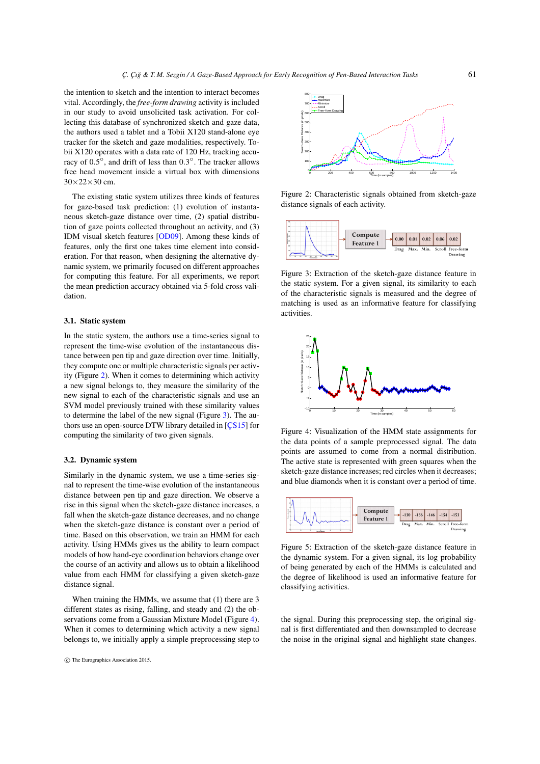the intention to sketch and the intention to interact becomes vital. Accordingly, the *free-form drawing* activity is included in our study to avoid unsolicited task activation. For collecting this database of synchronized sketch and gaze data, the authors used a tablet and a Tobii X120 stand-alone eye tracker for the sketch and gaze modalities, respectively. Tobii X120 operates with a data rate of 120 Hz, tracking accuracy of 0.5°, and drift of less than 0.3°. The tracker allows free head movement inside a virtual box with dimensions 30×22×30 cm.

The existing static system utilizes three kinds of features for gaze-based task prediction: (1) evolution of instantaneous sketch-gaze distance over time, (2) spatial distribution of gaze points collected throughout an activity, and (3) IDM visual sketch features [OD09]. Among these kinds of features, only the first one takes time element into consideration. For that reason, when designing the alternative dynamic system, we primarily focused on different approaches for computing this feature. For all experiments, we report the mean prediction accuracy obtained via 5-fold cross validation.

### 3.1. Static system

In the static system, the authors use a time-series signal to represent the time-wise evolution of the instantaneous distance between pen tip and gaze direction over time. Initially, they compute one or multiple characteristic signals per activity (Figure 2). When it comes to determining which activity a new signal belongs to, they measure the similarity of the new signal to each of the characteristic signals and use an SVM model previously trained with these similarity values to determine the label of the new signal (Figure 3). The authors use an open-source DTW library detailed in [ÇS15] for computing the similarity of two given signals.

### 3.2. Dynamic system

Similarly in the dynamic system, we use a time-series signal to represent the time-wise evolution of the instantaneous distance between pen tip and gaze direction. We observe a rise in this signal when the sketch-gaze distance increases, a fall when the sketch-gaze distance decreases, and no change when the sketch-gaze distance is constant over a period of time. Based on this observation, we train an HMM for each activity. Using HMMs gives us the ability to learn compact models of how hand-eye coordination behaviors change over the course of an activity and allows us to obtain a likelihood value from each HMM for classifying a given sketch-gaze distance signal.

When training the HMMs, we assume that (1) there are 3 different states as rising, falling, and steady and (2) the observations come from a Gaussian Mixture Model (Figure 4). When it comes to determining which activity a new signal belongs to, we initially apply a simple preprocessing step to the signal. During this preprocessing step, the original signal is first differentiated and then downsampled to decrease the noise in the original signal and highlight state changes.

Figure 2: Characteristic signals obtained from sketch-gaze distance signals of each activity.

Figure 3: Extraction of the sketch-gaze distance feature in the static system. For a given signal, its similarity to each of the characteristic signals is measured and the degree of matching is used as an informative feature for classifying activities.

Figure 4: Visualization of the HMM state assignments for the data points of a sample preprocessed signal. The data points are assumed to come from a normal distribution. The active state is represented with green squares when the sketch-gaze distance increases; red circles when it decreases; and blue diamonds when it is constant over a period of time.

Figure 5: Extraction of the sketch-gaze distance feature in the dynamic system. For a given signal, its log probability of being generated by each of the HMMs is calculated and the degree of likelihood is used an informative feature for classifying activities.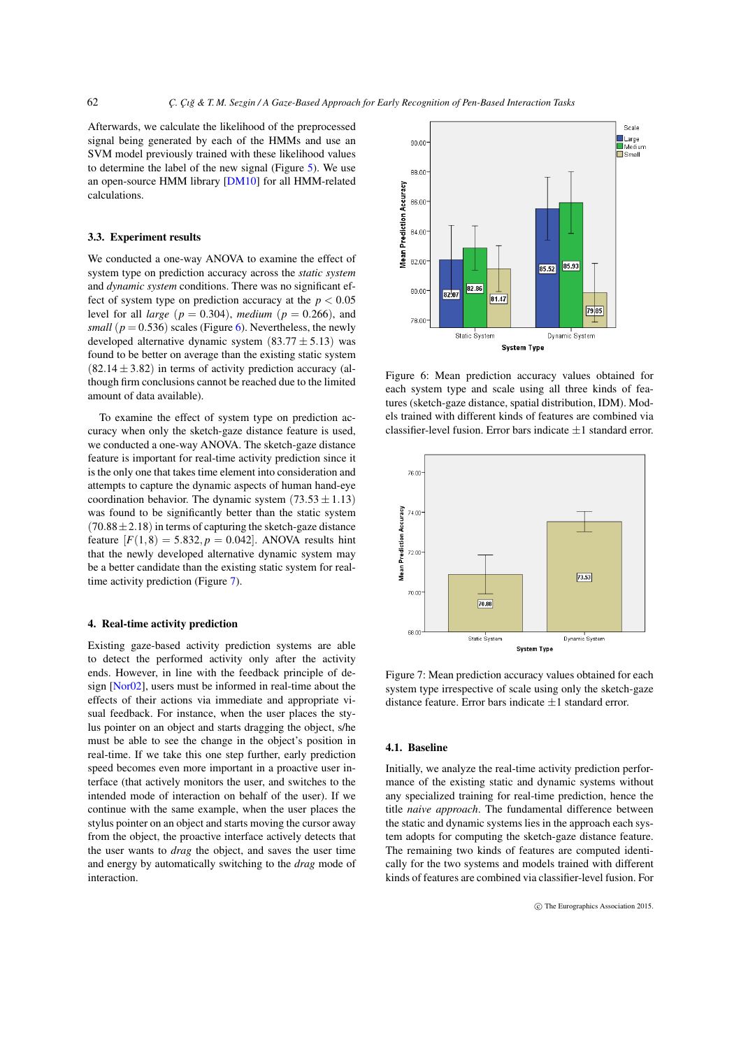Afterwards, we calculate the likelihood of the preprocessed signal being generated by each of the HMMs and use an SVM model previously trained with these likelihood values to determine the label of the new signal (Figure 5). We use an open-source HMM library [DM10] for all HMM-related calculations.

### 3.3. Experiment results

We conducted a one-way ANOVA to examine the effect of system type on prediction accuracy across the *static system* and *dynamic system* conditions. There was no significant effect of system type on prediction accuracy at the $p < 0.05$ level for all *large* ($p = 0.304$), *medium* ($p = 0.266$), and *small* ($p = 0.536$) scales (Figure 6). Nevertheless, the newly developed alternative dynamic system ($83.77 \pm 5.13$) was found to be better on average than the existing static system ($82.14 \pm 3.82$) in terms of activity prediction accuracy (although firm conclusions cannot be reached due to the limited amount of data available).

To examine the effect of system type on prediction accuracy when only the sketch-gaze distance feature is used, we conducted a one-way ANOVA. The sketch-gaze distance feature is important for real-time activity prediction since it is the only one that takes time element into consideration and attempts to capture the dynamic aspects of human hand-eye coordination behavior. The dynamic system ($73.53 \pm 1.13$) was found to be significantly better than the static system ($70.88 \pm 2.18$) in terms of capturing the sketch-gaze distance feature [$F(1,8) = 5.832, p = 0.042$]. ANOVA results hint that the newly developed alternative dynamic system may be a better candidate than the existing static system for real-time activity prediction (Figure 7).

Figure 6: Mean prediction accuracy values obtained for each system type and scale using all three kinds of features (sketch-gaze distance, spatial distribution, IDM). Models trained with different kinds of features are combined via classifier-level fusion. Error bars indicate ±1 standard error.

Figure 7: Mean prediction accuracy values obtained for each system type irrespective of scale using only the sketch-gaze distance feature. Error bars indicate ±1 standard error.

## 4. Real-time activity prediction

Existing gaze-based activity prediction systems are able to detect the performed activity only after the activity ends. However, in line with the feedback principle of design [Nor02], users must be informed in real-time about the effects of their actions via immediate and appropriate visual feedback. For instance, when the user places the stylus pointer on an object and starts dragging the object, s/he must be able to see the change in the object's position in real-time. If we take this one step further, early prediction speed becomes even more important in a proactive user interface (that actively monitors the user, and switches to the intended mode of interaction on behalf of the user). If we continue with the same example, when the user places the stylus pointer on an object and starts moving the cursor away from the object, the proactive interface actively detects that the user wants to *drag* the object, and saves the user time and energy by automatically switching to the *drag* mode of interaction.

### 4.1. Baseline

Initially, we analyze the real-time activity prediction performance of the existing static and dynamic systems without any specialized training for real-time prediction, hence the title *naive approach*. The fundamental difference between the static and dynamic systems lies in the approach each system adopts for computing the sketch-gaze distance feature. The remaining two kinds of features are computed identically for the two systems and models trained with different kinds of features are combined via classifier-level fusion. For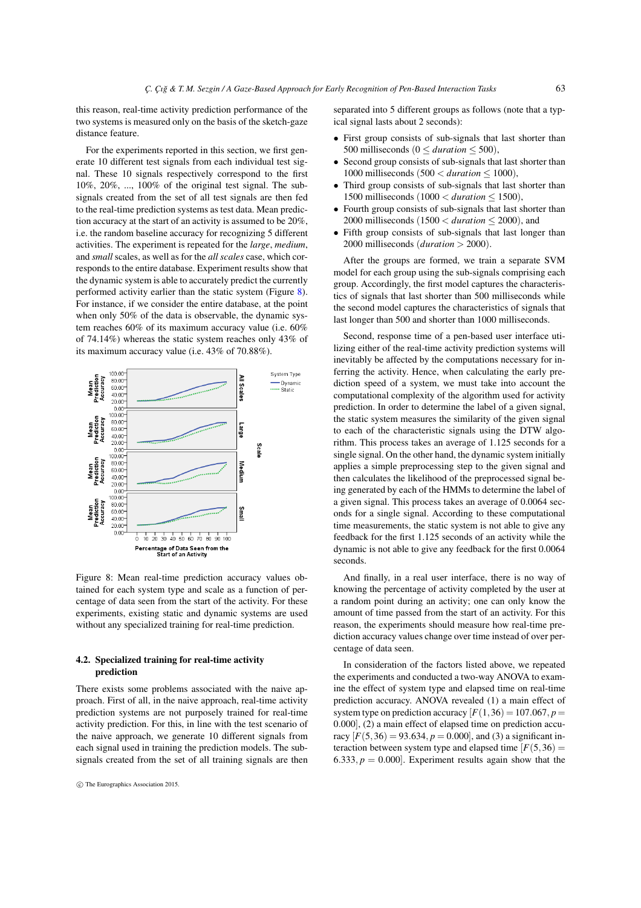this reason, real-time activity prediction performance of the two systems is measured only on the basis of the sketch-gaze distance feature.

For the experiments reported in this section, we first generate 10 different test signals from each individual test signal. These 10 signals respectively correspond to the first 10%, 20%, ..., 100% of the original test signal. The sub-signals created from the set of all test signals are then fed to the real-time prediction systems as test data. Mean prediction accuracy at the start of an activity is assumed to be 20%, i.e. the random baseline accuracy for recognizing 5 different activities. The experiment is repeated for the *large*, *medium*, and *small* scales, as well as for the *all scales* case, which corresponds to the entire database. Experiment results show that the dynamic system is able to accurately predict the currently performed activity earlier than the static system (Figure 8). For instance, if we consider the entire database, at the point when only 50% of the data is observable, the dynamic system reaches 60% of its maximum accuracy value (i.e. 60% of 74.14%) whereas the static system reaches only 43% of its maximum accuracy value (i.e. 43% of 70.88%).

Figure 8: Mean real-time prediction accuracy values obtained for each system type and scale as a function of percentage of data seen from the start of the activity. For these experiments, existing static and dynamic systems are used without any specialized training for real-time prediction.

## 4.2. Specialized training for real-time activity prediction

There exists some problems associated with the naive approach. First of all, in the naive approach, real-time activity prediction systems are not purposely trained for real-time activity prediction. For this, in line with the test scenario of the naive approach, we generate 10 different signals from each signal used in training the prediction models. The sub-signals created from the set of all training signals are then separated into 5 different groups as follows (note that a typical signal lasts about 2 seconds):

- First group consists of sub-signals that last shorter than 500 milliseconds ($0 \leq duration \leq 500$),
- Second group consists of sub-signals that last shorter than 1000 milliseconds ($500 < duration \leq 1000$),
- Third group consists of sub-signals that last shorter than 1500 milliseconds ($1000 < duration \leq 1500$),
- Fourth group consists of sub-signals that last shorter than 2000 milliseconds ($1500 < duration \leq 2000$), and
- Fifth group consists of sub-signals that last longer than 2000 milliseconds ($duration > 2000$).

After the groups are formed, we train a separate SVM model for each group using the sub-signals comprising each group. Accordingly, the first model captures the characteristics of signals that last shorter than 500 milliseconds while the second model captures the characteristics of signals that last longer than 500 and shorter than 1000 milliseconds.

Second, response time of a pen-based user interface utilizing either of the real-time activity prediction systems will inevitably be affected by the computations necessary for inferring the activity. Hence, when calculating the early prediction speed of a system, we must take into account the computational complexity of the algorithm used for activity prediction. In order to determine the label of a given signal, the static system measures the similarity of the given signal to each of the characteristic signals using the DTW algorithm. This process takes an average of 1.125 seconds for a single signal. On the other hand, the dynamic system initially applies a simple preprocessing step to the given signal and then calculates the likelihood of the preprocessed signal being generated by each of the HMMs to determine the label of a given signal. This process takes an average of 0.0064 seconds for a single signal. According to these computational time measurements, the static system is not able to give any feedback for the first 1.125 seconds of an activity while the dynamic is not able to give any feedback for the first 0.0064 seconds.

And finally, in a real user interface, there is no way of knowing the percentage of activity completed by the user at a random point during an activity; one can only know the amount of time passed from the start of an activity. For this reason, the experiments should measure how real-time prediction accuracy values change over time instead of over percentage of data seen.

In consideration of the factors listed above, we repeated the experiments and conducted a two-way ANOVA to examine the effect of system type and elapsed time on real-time prediction accuracy. ANOVA revealed (1) a main effect of system type on prediction accuracy [$F(1,36) = 107.067, p = 0.000$], (2) a main effect of elapsed time on prediction accuracy [$F(5,36) = 93.634, p = 0.000$], and (3) a significant interaction between system type and elapsed time [$F(5,36) = 6.333, p = 0.000$]. Experiment results again show that the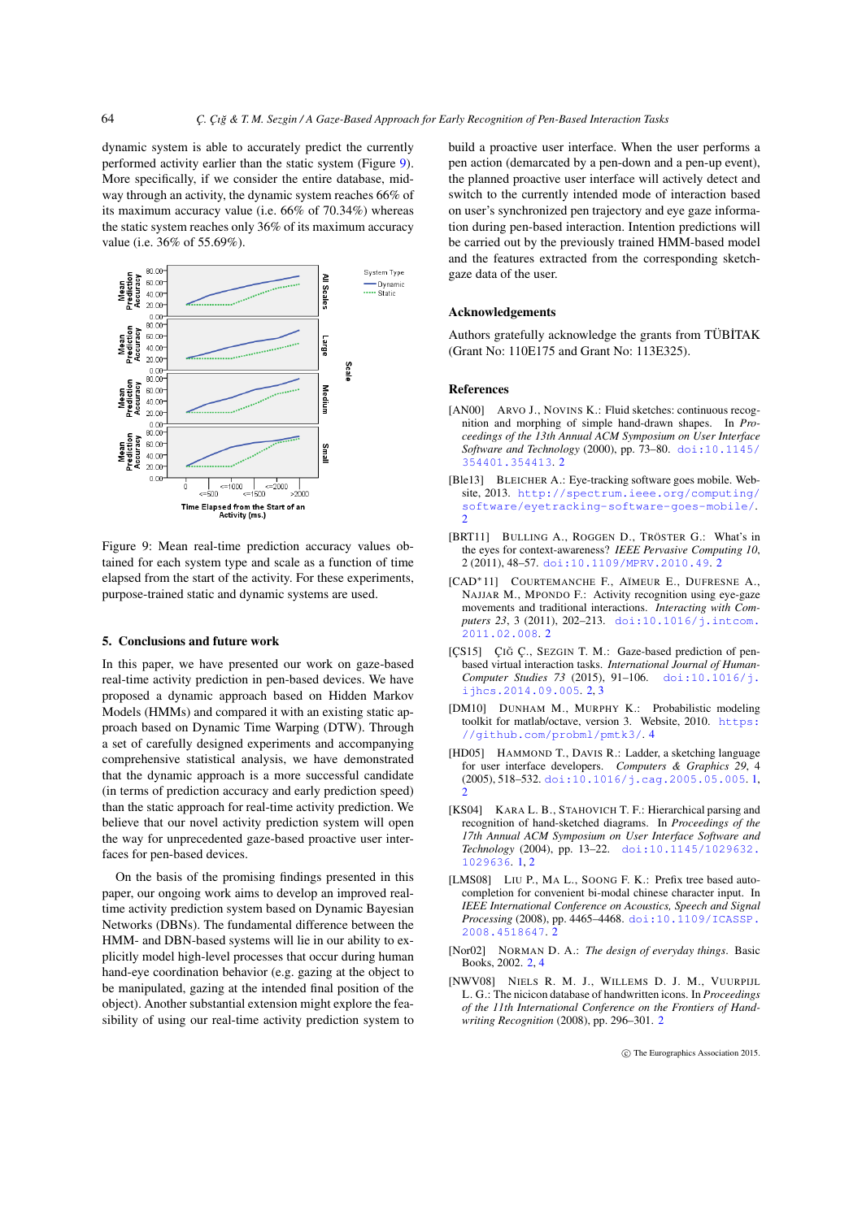dynamic system is able to accurately predict the currently performed activity earlier than the static system (Figure 9). More specifically, if we consider the entire database, midway through an activity, the dynamic system reaches 66% of its maximum accuracy value (i.e. 66% of 70.34%) whereas the static system reaches only 36% of its maximum accuracy value (i.e. 36% of 55.69%).

Figure 9: Mean real-time prediction accuracy values obtained for each system type and scale as a function of time elapsed from the start of the activity. For these experiments, purpose-trained static and dynamic systems are used.

## 5. Conclusions and future work

In this paper, we have presented our work on gaze-based real-time activity prediction in pen-based devices. We have proposed a dynamic approach based on Hidden Markov Models (HMMs) and compared it with an existing static approach based on Dynamic Time Warping (DTW). Through a set of carefully designed experiments and accompanying comprehensive statistical analysis, we have demonstrated that the dynamic approach is a more successful candidate (in terms of prediction accuracy and early prediction speed) than the static approach for real-time activity prediction. We believe that our novel activity prediction system will open the way for unprecedented gaze-based proactive user interfaces for pen-based devices.

On the basis of the promising findings presented in this paper, our ongoing work aims to develop an improved real-time activity prediction system based on Dynamic Bayesian Networks (DBNs). The fundamental difference between the HMM- and DBN-based systems will lie in our ability to explicitly model high-level processes that occur during human hand-eye coordination behavior (e.g. gazing at the object to be manipulated, gazing at the intended final position of the object). Another substantial extension might explore the feasibility of using our real-time activity prediction system to build a proactive user interface. When the user performs a pen action (demarcated by a pen-down and a pen-up event), the planned proactive user interface will actively detect and switch to the currently intended mode of interaction based on user's synchronized pen trajectory and eye gaze information during pen-based interaction. Intention predictions will be carried out by the previously trained HMM-based model and the features extracted from the corresponding sketch-gaze data of the user.

## Acknowledgements

Authors gratefully acknowledge the grants from TÜBİTAK (Grant No: 110E175 and Grant No: 113E325).

## References

[AN00] Arvo J., Novins K.: Fluid sketches: continuous recognition and morphing of simple hand-drawn shapes. In *Proceedings of the 13th Annual ACM Symposium on User Interface Software and Technology* (2000), pp. 73–80. doi:10.1145/354401.354413. 2

[Ble13] Bleicher A.: Eye-tracking software goes mobile. Website, 2013. http://spectrum.ieee.org/computing/software/eyetracking-software-goes-mobile/. 2

[BRT11] Bulling A., Roggen D., Tröster G.: What's in the eyes for context-awareness? *IEEE Pervasive Computing 10*, 2 (2011), 48–57. doi:10.1109/MPRV.2010.49. 2

[CAD*11] Courtemanche F., Aïmeur E., Dufresne A., Najjar M., Mpondo F.: Activity recognition using eye-gaze movements and traditional interactions. *Interacting with Computers 23*, 3 (2011), 202–213. doi:10.1016/j.intcom.2011.02.008. 2

[ÇS15] Çığ Ç., Sezgin T. M.: Gaze-based prediction of pen-based virtual interaction tasks. *International Journal of Human-Computer Studies 73* (2015), 91–106. doi:10.1016/j.ijhcs.2014.09.005. 2, 3

[DM10] Dunham M., Murphy K.: Probabilistic modeling toolkit for matlab/octave, version 3. Website, 2010. https://github.com/probml/pmtk3/. 4

[HD05] Hammond T., Davis R.: Ladder, a sketching language for user interface developers. *Computers & Graphics 29*, 4 (2005), 518–532. doi:10.1016/j.cag.2005.05.005. 1, 2

[KS04] Kara L. B., Stahovich T. F.: Hierarchical parsing and recognition of hand-sketched diagrams. In *Proceedings of the 17th Annual ACM Symposium on User Interface Software and Technology* (2004), pp. 13–22. doi:10.1145/1029632.1029636. 1, 2

[LMS08] Liu P., Ma L., Soong F. K.: Prefix tree based auto-completion for convenient bi-modal chinese character input. In *IEEE International Conference on Acoustics, Speech and Signal Processing* (2008), pp. 4465–4468. doi:10.1109/ICASSP.2008.4518647. 2

[Nor02] Norman D. A.: *The design of everyday things*. Basic Books, 2002. 2, 4

[NWV08] Niels R. M. J., Willems D. J. M., Vuurpijl L. G.: The nicicon database of handwritten icons. In *Proceedings of the 11th International Conference on the Frontiers of Handwriting Recognition* (2008), pp. 296–301. 2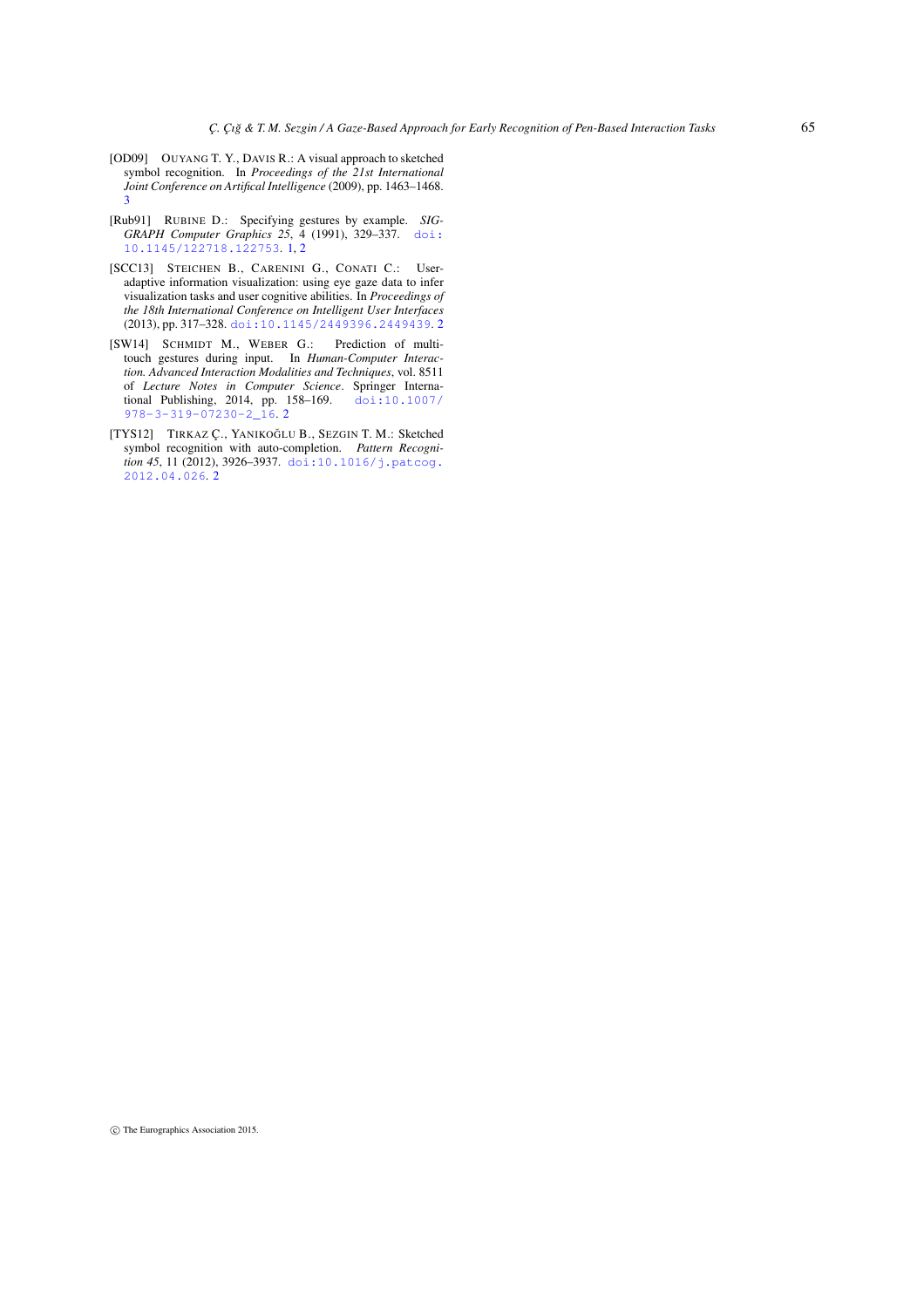[OD09] Ouyang T. Y., Davis R.: A visual approach to sketched symbol recognition. In *Proceedings of the 21st International Joint Conference on Artifical Intelligence* (2009), pp. 1463–1468. 3

[Rub91] Rubine D.: Specifying gestures by example. *SIGGRAPH Computer Graphics 25*, 4 (1991), 329–337. doi:10.1145/122718.122753. 1, 2

[SCC13] Steichen B., Carenini G., Conati C.: User-adaptive information visualization: using eye gaze data to infer visualization tasks and user cognitive abilities. In *Proceedings of the 18th International Conference on Intelligent User Interfaces* (2013), pp. 317–328. doi:10.1145/2449396.2449439. 2

[SW14] Schmidt M., Weber G.: Prediction of multi-touch gestures during input. In *Human-Computer Interaction. Advanced Interaction Modalities and Techniques*, vol. 8511 of *Lecture Notes in Computer Science*. Springer International Publishing, 2014, pp. 158–169. doi:10.1007/978-3-319-07230-2_16. 2

[TYS12] Tirkaz Ç., Yanikoğlu B., Sezgin T. M.: Sketched symbol recognition with auto-completion. *Pattern Recognition 45*, 11 (2012), 3926–3937. doi:10.1016/j.patcog.2012.04.026. 2

© The Eurographics Association 2015.